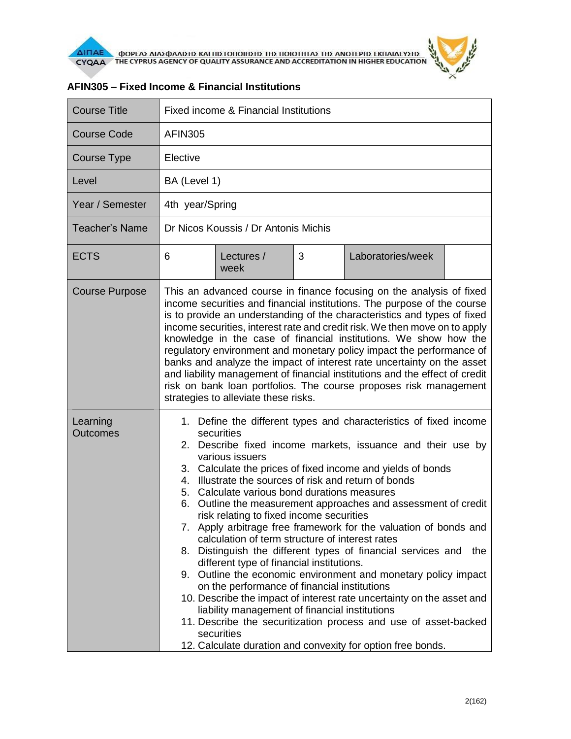## AFIN305 – Fixed Income & Financial Institutions

| Course Title | Fixed income & Financial Institutions | | | | |
|---|---|---|---|---|---|
| Course Code | AFIN305 | | | | |
| Course Type | Elective | | | | |
| Level | BA (Level 1) | | | | |
| Year / Semester | 4th year/Spring | | | | |
| Teacher's Name | Dr Nicos Koussis / Dr Antonis Michis | | | | |
| ECTS | 6 | Lectures / week | 3 | Laboratories/week | |
| Course Purpose | This an advanced course in finance focusing on the analysis of fixed income securities and financial institutions. The purpose of the course is to provide an understanding of the characteristics and types of fixed income securities, interest rate and credit risk. We then move on to apply knowledge in the case of financial institutions. We show how the regulatory environment and monetary policy impact the performance of banks and analyze the impact of interest rate uncertainty on the asset and liability management of financial institutions and the effect of credit risk on bank loan portfolios. The course proposes risk management strategies to alleviate these risks. | | | | |
| Learning Outcomes | 1. Define the different types and characteristics of fixed income securities<br>2. Describe fixed income markets, issuance and their use by various issuers<br>3. Calculate the prices of fixed income and yields of bonds<br>4. Illustrate the sources of risk and return of bonds<br>5. Calculate various bond durations measures<br>6. Outline the measurement approaches and assessment of credit risk relating to fixed income securities<br>7. Apply arbitrage free framework for the valuation of bonds and calculation of term structure of interest rates<br>8. Distinguish the different types of financial services and the different type of financial institutions.<br>9. Outline the economic environment and monetary policy impact on the performance of financial institutions<br>10. Describe the impact of interest rate uncertainty on the asset and liability management of financial institutions<br>11. Describe the securitization process and use of asset-backed securities<br>12. Calculate duration and convexity for option free bonds. | | | | |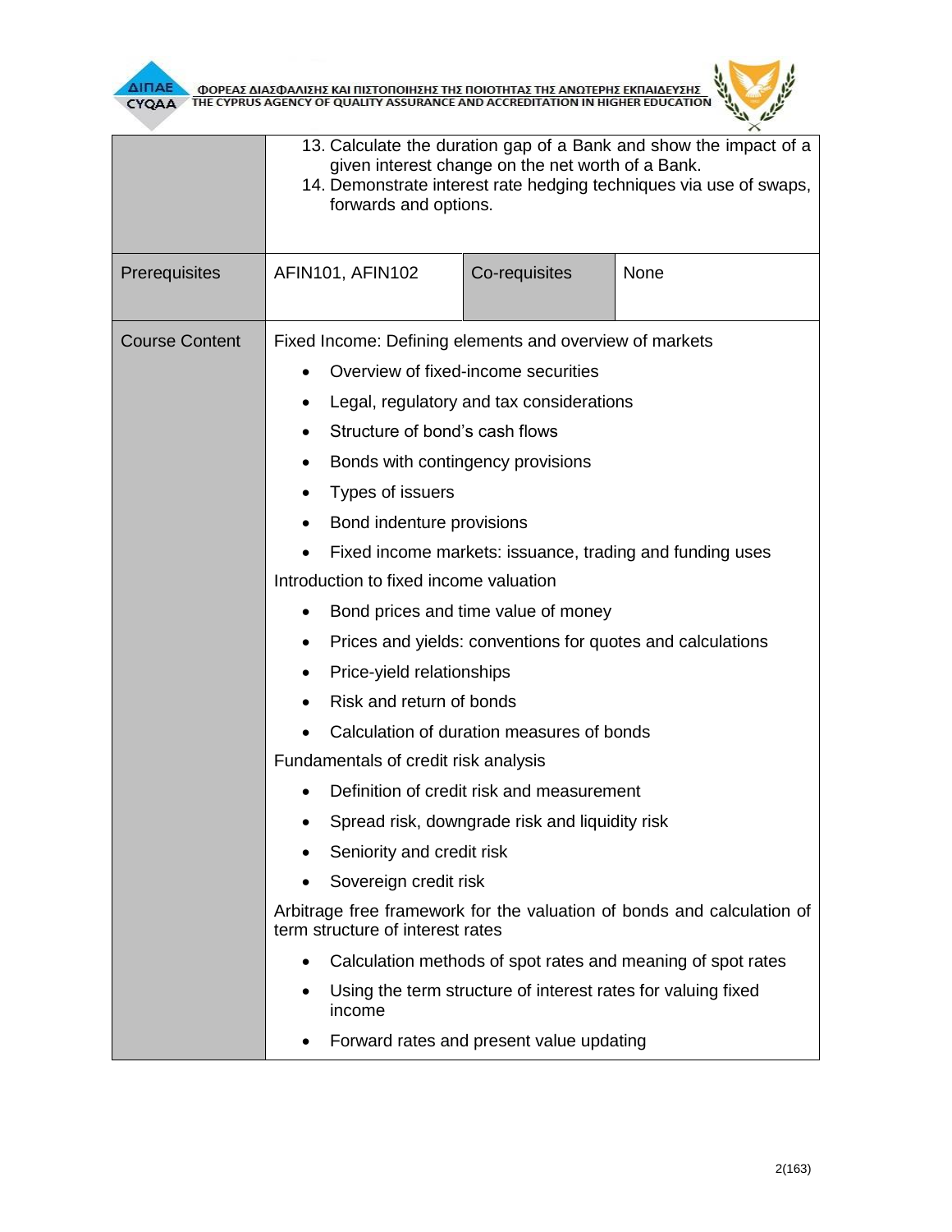| | | | |
|---|---|---|---|
| | 13. Calculate the duration gap of a Bank and show the impact of a given interest change on the net worth of a Bank.<br>14. Demonstrate interest rate hedging techniques via use of swaps, forwards and options. | | |
| Prerequisites | AFIN101, AFIN102 | Co-requisites | None |
| Course Content | Fixed Income: Defining elements and overview of markets<br>• Overview of fixed-income securities<br>• Legal, regulatory and tax considerations<br>• Structure of bond's cash flows<br>• Bonds with contingency provisions<br>• Types of issuers<br>• Bond indenture provisions<br>• Fixed income markets: issuance, trading and funding uses<br>Introduction to fixed income valuation<br>• Bond prices and time value of money<br>• Prices and yields: conventions for quotes and calculations<br>• Price-yield relationships<br>• Risk and return of bonds<br>• Calculation of duration measures of bonds<br>Fundamentals of credit risk analysis<br>• Definition of credit risk and measurement<br>• Spread risk, downgrade risk and liquidity risk<br>• Seniority and credit risk<br>• Sovereign credit risk<br>Arbitrage free framework for the valuation of bonds and calculation of term structure of interest rates<br>• Calculation methods of spot rates and meaning of spot rates<br>• Using the term structure of interest rates for valuing fixed income<br>• Forward rates and present value updating | | |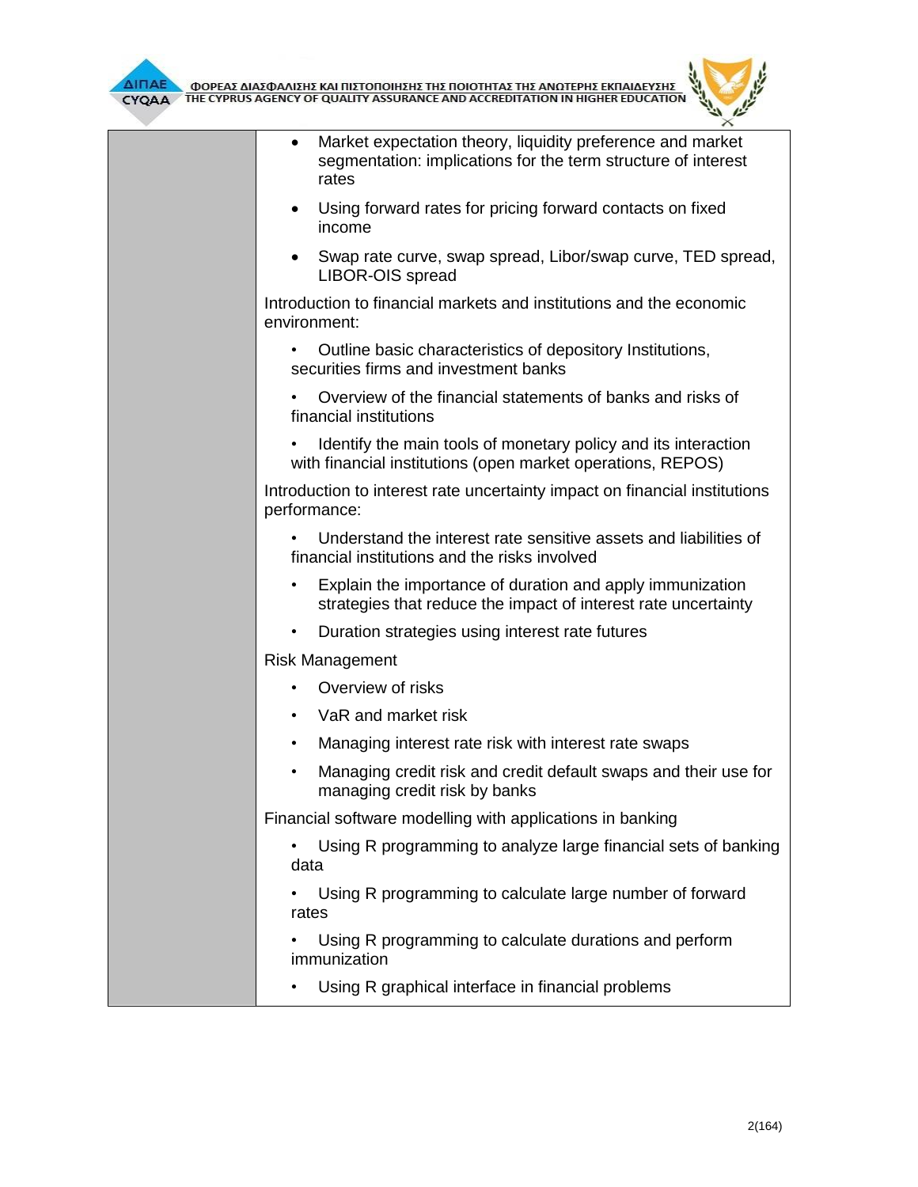| | • Market expectation theory, liquidity preference and market segmentation: implications for the term structure of interest rates<br>• Using forward rates for pricing forward contacts on fixed income<br>• Swap rate curve, swap spread, Libor/swap curve, TED spread, LIBOR-OIS spread<br><br>Introduction to financial markets and institutions and the economic environment:<br>• Outline basic characteristics of depository Institutions, securities firms and investment banks<br>• Overview of the financial statements of banks and risks of financial institutions<br>• Identify the main tools of monetary policy and its interaction with financial institutions (open market operations, REPOS)<br><br>Introduction to interest rate uncertainty impact on financial institutions performance:<br>• Understand the interest rate sensitive assets and liabilities of financial institutions and the risks involved<br>• Explain the importance of duration and apply immunization strategies that reduce the impact of interest rate uncertainty<br>• Duration strategies using interest rate futures<br><br>Risk Management<br>• Overview of risks<br>• VaR and market risk<br>• Managing interest rate risk with interest rate swaps<br>• Managing credit risk and credit default swaps and their use for managing credit risk by banks<br><br>Financial software modelling with applications in banking<br>• Using R programming to analyze large financial sets of banking data<br>• Using R programming to calculate large number of forward rates<br>• Using R programming to calculate durations and perform immunization<br>• Using R graphical interface in financial problems |
|---|---|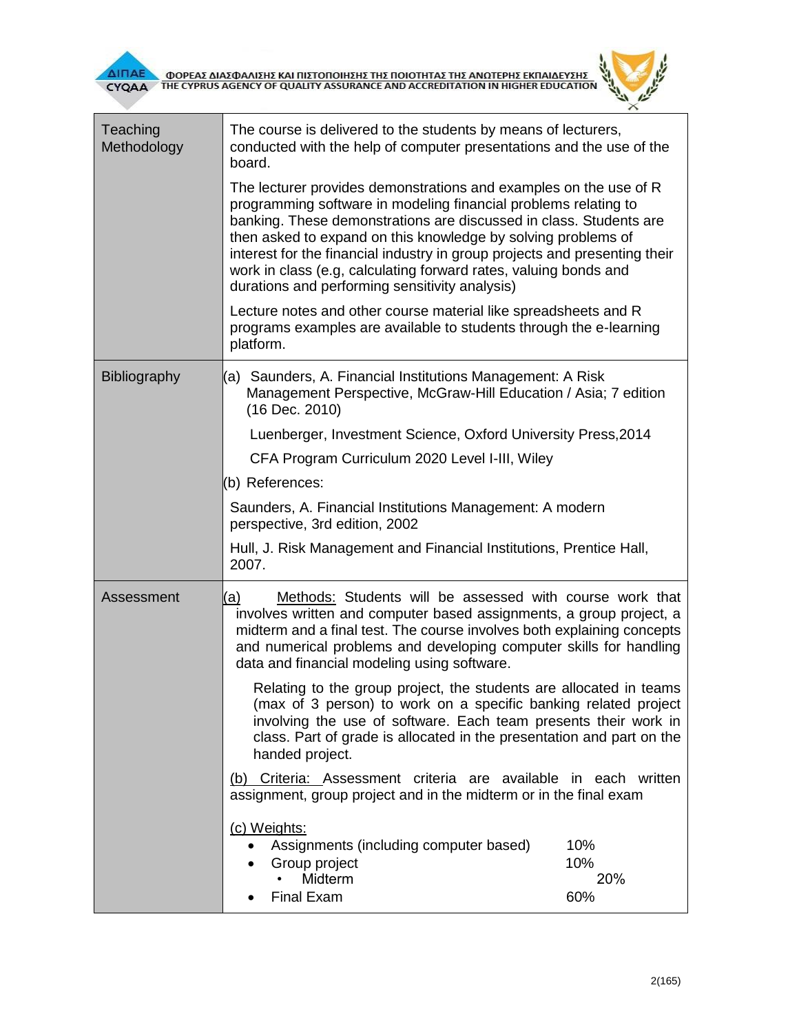| | |
|---|---|
| Teaching Methodology | The course is delivered to the students by means of lecturers, conducted with the help of computer presentations and the use of the board.<br><br>The lecturer provides demonstrations and examples on the use of R programming software in modeling financial problems relating to banking. These demonstrations are discussed in class. Students are then asked to expand on this knowledge by solving problems of interest for the financial industry in group projects and presenting their work in class (e.g, calculating forward rates, valuing bonds and durations and performing sensitivity analysis)<br><br>Lecture notes and other course material like spreadsheets and R programs examples are available to students through the e-learning platform. |
| Bibliography | (a) Saunders, A. Financial Institutions Management: A Risk Management Perspective, McGraw-Hill Education / Asia; 7 edition (16 Dec. 2010)<br><br>Luenberger, Investment Science, Oxford University Press,2014<br><br>CFA Program Curriculum 2020 Level I-III, Wiley<br><br>(b) References:<br><br>Saunders, A. Financial Institutions Management: A modern perspective, 3rd edition, 2002<br><br>Hull, J. Risk Management and Financial Institutions, Prentice Hall, 2007. |
| Assessment | (a) Methods: Students will be assessed with course work that involves written and computer based assignments, a group project, a midterm and a final test. The course involves both explaining concepts and numerical problems and developing computer skills for handling data and financial modeling using software.<br><br>Relating to the group project, the students are allocated in teams (max of 3 person) to work on a specific banking related project involving the use of software. Each team presents their work in class. Part of grade is allocated in the presentation and part on the handed project.<br><br>(b) Criteria: Assessment criteria are available in each written assignment, group project and in the midterm or in the final exam<br><br>(c) Weights:<br>• Assignments (including computer based) 10%<br>• Group project 10%<br>• Midterm 20%<br>• Final Exam 60% |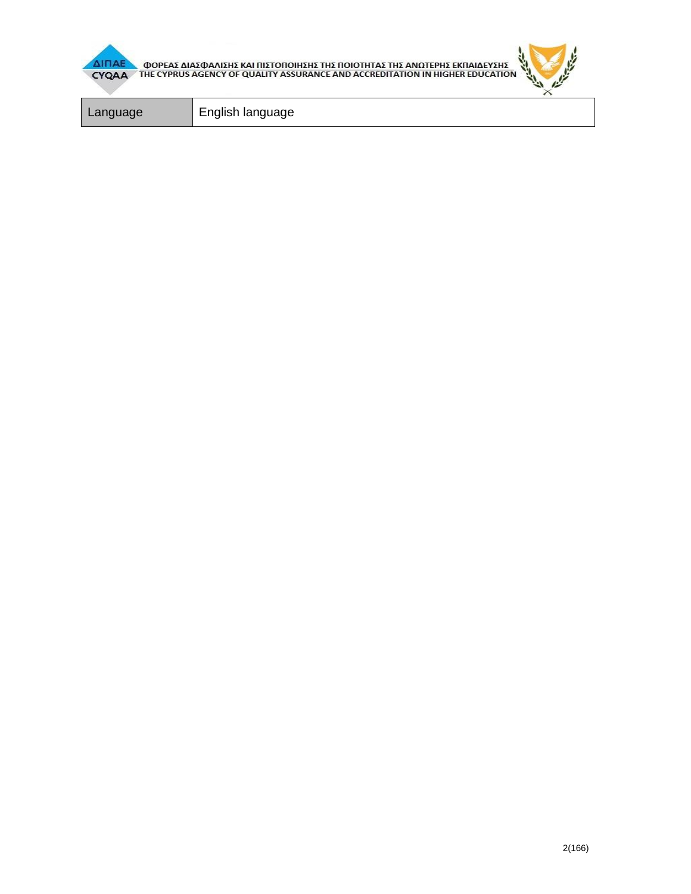| | |
|---|---|
| Language | English language |